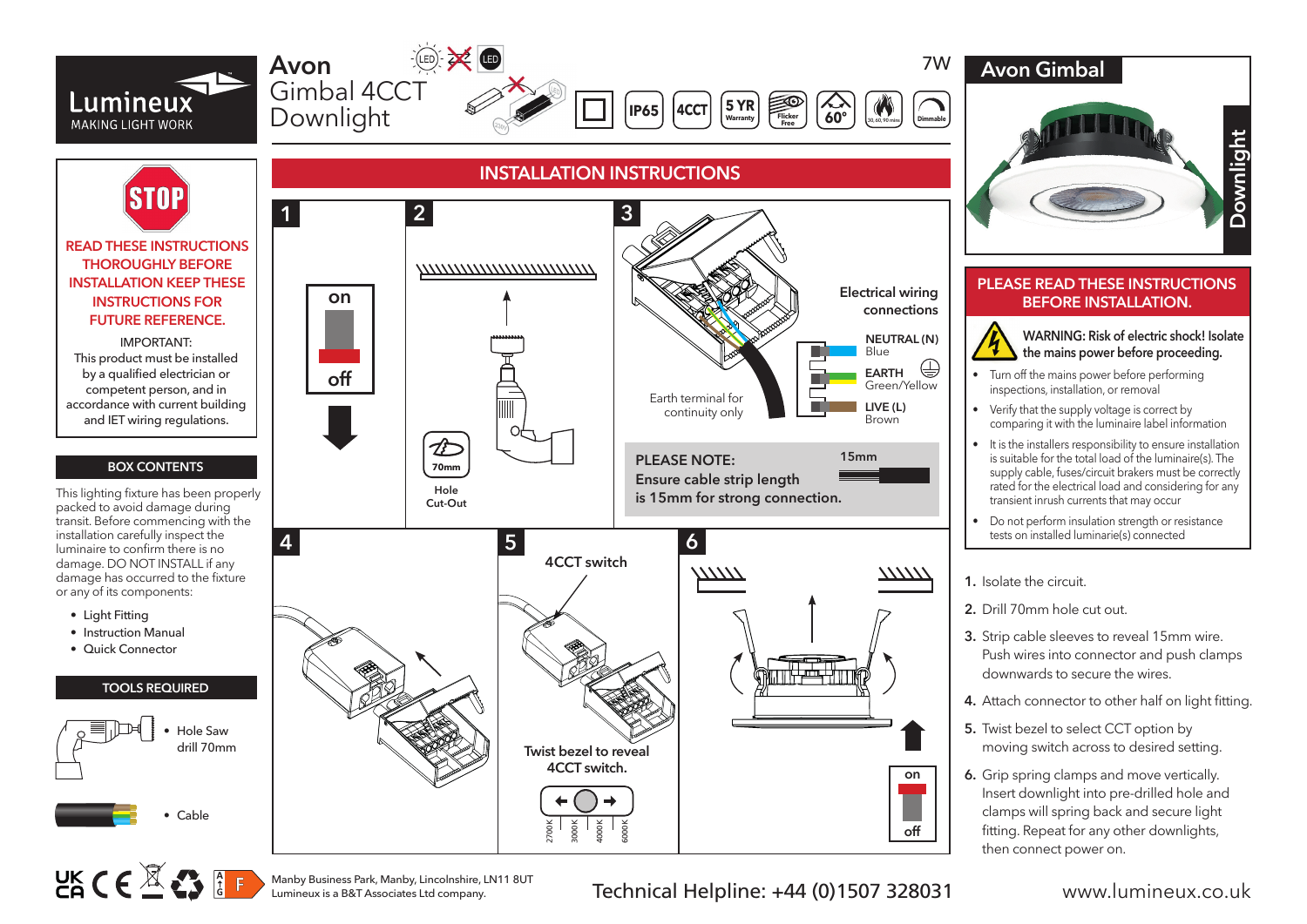Lumineux
MAKING LIGHT WORK

# Avon Gimbal 4CCT Downlight

7W

IP65 | 4CCT | 5 YR Warranty | Flicker Free | 60° | 30, 60, 90 mins | Dimmable

## Avon Gimbal

Downlight

STOP

**READ THESE INSTRUCTIONS THOROUGHLY BEFORE INSTALLATION KEEP THESE INSTRUCTIONS FOR FUTURE REFERENCE.**

IMPORTANT:
This product must be installed by a qualified electrician or competent person, and in accordance with current building and IET wiring regulations.

### BOX CONTENTS

This lighting fixture has been properly packed to avoid damage during transit. Before commencing with the installation carefully inspect the luminaire to confirm there is no damage. DO NOT INSTALL if any damage has occurred to the fixture or any of its components:

- Light Fitting
- Instruction Manual
- Quick Connector

### TOOLS REQUIRED

- Hole Saw drill 70mm
- Cable

## INSTALLATION INSTRUCTIONS

**1**

on
off

**2**

70mm
Hole Cut-Out

**3**

Electrical wiring connections

NEUTRAL (N) Blue
EARTH Green/Yellow
LIVE (L) Brown

Earth terminal for continuity only

**PLEASE NOTE:**
**Ensure cable strip length is 15mm for strong connection.**

15mm

**4**

**5**

4CCT switch

Twist bezel to reveal 4CCT switch.

2700K 3000K 4000K 6000K

**6**

on
off

## PLEASE READ THESE INSTRUCTIONS BEFORE INSTALLATION.

**WARNING: Risk of electric shock! Isolate the mains power before proceeding.**

- Turn off the mains power before performing inspections, installation, or removal
- Verify that the supply voltage is correct by comparing it with the luminaire label information
- It is the installers responsibility to ensure installation is suitable for the total load of the luminaire(s). The supply cable, fuses/circuit brakers must be correctly rated for the electrical load and considering for any transient inrush currents that may occur
- Do not perform insulation strength or resistance tests on installed luminarie(s) connected

1. Isolate the circuit.
2. Drill 70mm hole cut out.
3. Strip cable sleeves to reveal 15mm wire. Push wires into connector and push clamps downwards to secure the wires.
4. Attach connector to other half on light fitting.
5. Twist bezel to select CCT option by moving switch across to desired setting.
6. Grip spring clamps and move vertically. Insert downlight into pre-drilled hole and clamps will spring back and secure light fitting. Repeat for any other downlights, then connect power on.

Manby Business Park, Manby, Lincolnshire, LN11 8UT
Lumineux is a B&T Associates Ltd company.

Technical Helpline: +44 (0)1507 328031

www.lumineux.co.uk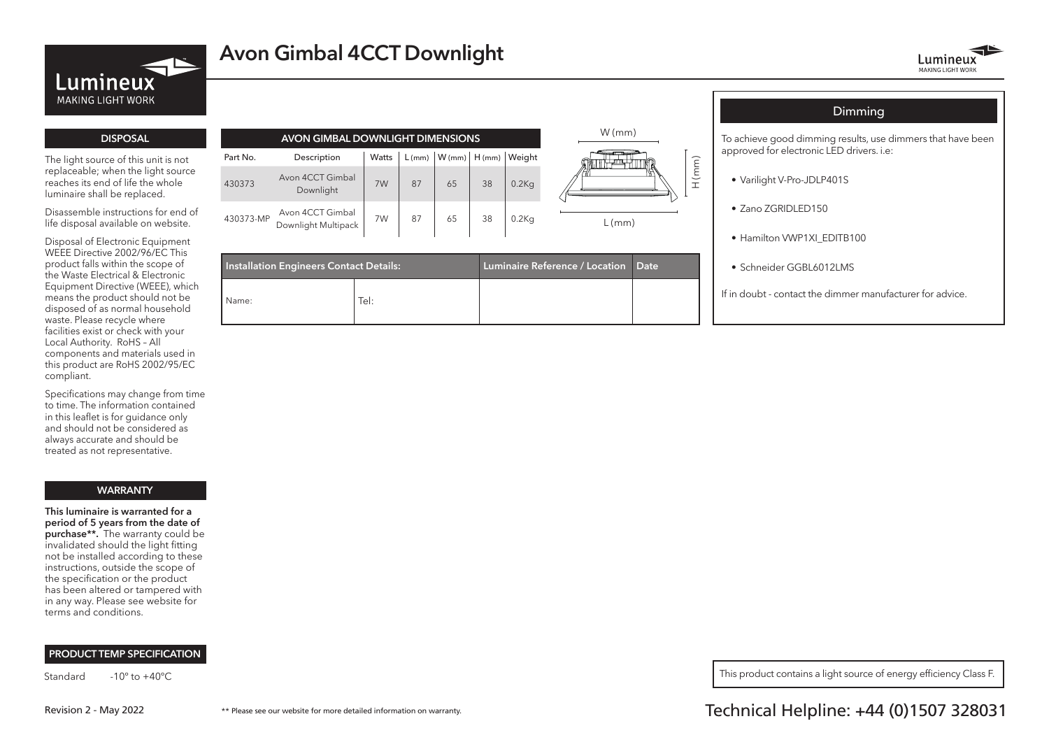# Avon Gimbal 4CCT Downlight

## DISPOSAL

The light source of this unit is not replaceable; when the light source reaches its end of life the whole luminaire shall be replaced.

Disassemble instructions for end of life disposal available on website.

Disposal of Electronic Equipment WEEE Directive 2002/96/EC This product falls within the scope of the Waste Electrical & Electronic Equipment Directive (WEEE), which means the product should not be disposed of as normal household waste. Please recycle where facilities exist or check with your Local Authority. RoHS – All components and materials used in this product are RoHS 2002/95/EC compliant.

Specifications may change from time to time. The information contained in this leaflet is for guidance only and should not be considered as always accurate and should be treated as not representative.

## WARRANTY

**This luminaire is warranted for a period of 5 years from the date of purchase\*\*.** The warranty could be invalidated should the light fitting not be installed according to these instructions, outside the scope of the specification or the product has been altered or tampered with in any way. Please see website for terms and conditions.

## PRODUCT TEMP SPECIFICATION

Standard -10° to +40°C

## AVON GIMBAL DOWNLIGHT DIMENSIONS

| Part No. | Description | Watts | L (mm) | W (mm) | H (mm) | Weight |
|---|---|---|---|---|---|---|
| 430373 | Avon 4CCT Gimbal Downlight | 7W | 87 | 65 | 38 | 0.2Kg |
| 430373-MP | Avon 4CCT Gimbal Downlight Multipack | 7W | 87 | 65 | 38 | 0.2Kg |

W (mm)

H (mm)

L (mm)

| Installation Engineers Contact Details: | | Luminaire Reference / Location | Date |
|---|---|---|---|
| Name: | Tel: | | |

## Dimming

To achieve good dimming results, use dimmers that have been approved for electronic LED drivers. i.e:

- Varilight V-Pro-JDLP401S
- Zano ZGRIDLED150
- Hamilton VWP1XI_EDITB100
- Schneider GGBL6012LMS

If in doubt - contact the dimmer manufacturer for advice.

This product contains a light source of energy efficiency Class F.

Revision 2 - May 2022

\*\* Please see our website for more detailed information on warranty.

Technical Helpline: +44 (0)1507 328031